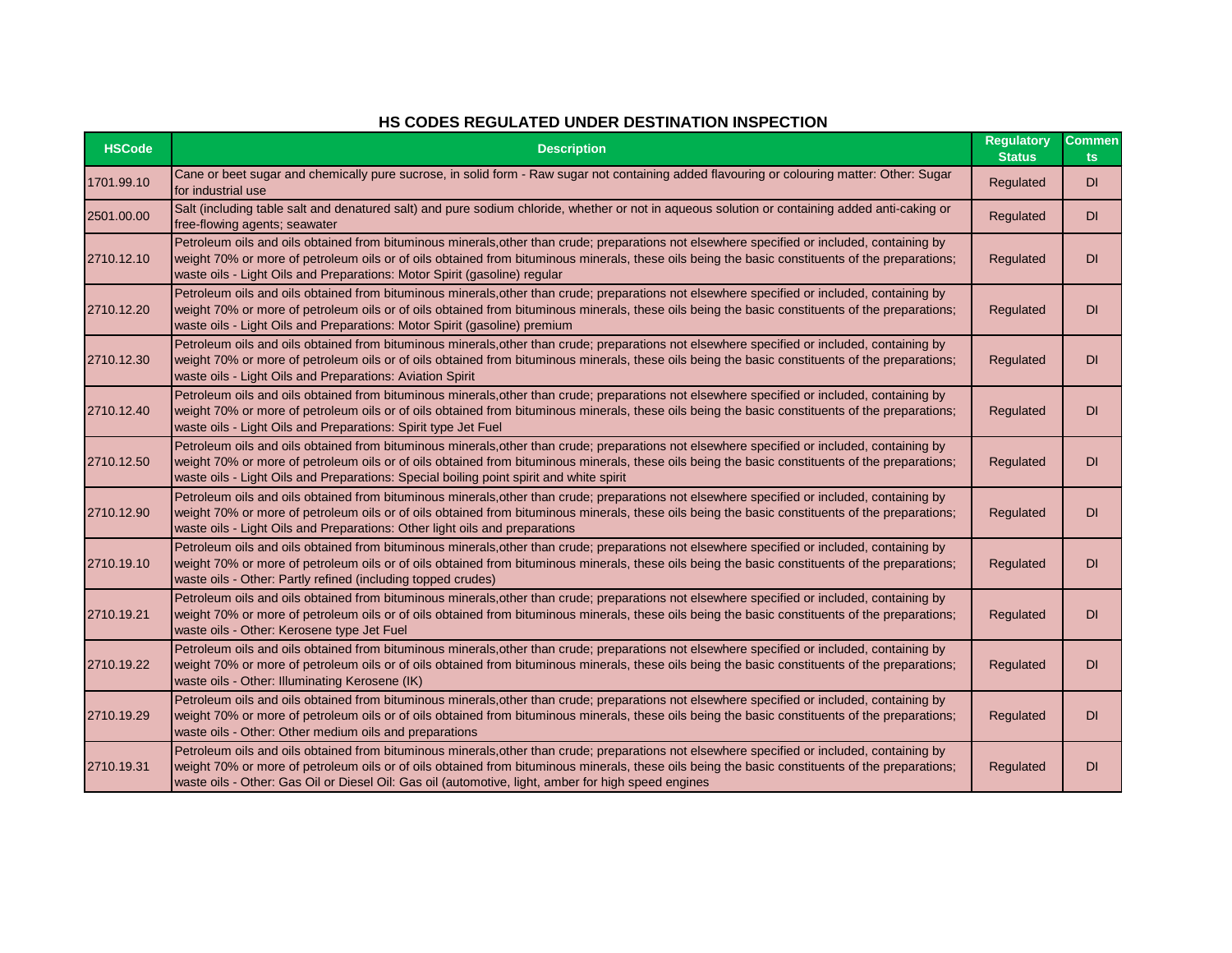## HS CODES REGULATED UNDER DESTINATION INSPECTION

| HSCode | Description | Regulatory Status | Comments |
|---|---|---|---|
| 1701.99.10 | Cane or beet sugar and chemically pure sucrose, in solid form - Raw sugar not containing added flavouring or colouring matter: Other: Sugar for industrial use | Regulated | DI |
| 2501.00.00 | Salt (including table salt and denatured salt) and pure sodium chloride, whether or not in aqueous solution or containing added anti-caking or free-flowing agents; seawater | Regulated | DI |
| 2710.12.10 | Petroleum oils and oils obtained from bituminous minerals,other than crude; preparations not elsewhere specified or included, containing by weight 70% or more of petroleum oils or of oils obtained from bituminous minerals, these oils being the basic constituents of the preparations; waste oils - Light Oils and Preparations: Motor Spirit (gasoline) regular | Regulated | DI |
| 2710.12.20 | Petroleum oils and oils obtained from bituminous minerals,other than crude; preparations not elsewhere specified or included, containing by weight 70% or more of petroleum oils or of oils obtained from bituminous minerals, these oils being the basic constituents of the preparations; waste oils - Light Oils and Preparations: Motor Spirit (gasoline) premium | Regulated | DI |
| 2710.12.30 | Petroleum oils and oils obtained from bituminous minerals,other than crude; preparations not elsewhere specified or included, containing by weight 70% or more of petroleum oils or of oils obtained from bituminous minerals, these oils being the basic constituents of the preparations; waste oils - Light Oils and Preparations: Aviation Spirit | Regulated | DI |
| 2710.12.40 | Petroleum oils and oils obtained from bituminous minerals,other than crude; preparations not elsewhere specified or included, containing by weight 70% or more of petroleum oils or of oils obtained from bituminous minerals, these oils being the basic constituents of the preparations; waste oils - Light Oils and Preparations: Spirit type Jet Fuel | Regulated | DI |
| 2710.12.50 | Petroleum oils and oils obtained from bituminous minerals,other than crude; preparations not elsewhere specified or included, containing by weight 70% or more of petroleum oils or of oils obtained from bituminous minerals, these oils being the basic constituents of the preparations; waste oils - Light Oils and Preparations: Special boiling point spirit and white spirit | Regulated | DI |
| 2710.12.90 | Petroleum oils and oils obtained from bituminous minerals,other than crude; preparations not elsewhere specified or included, containing by weight 70% or more of petroleum oils or of oils obtained from bituminous minerals, these oils being the basic constituents of the preparations; waste oils - Light Oils and Preparations: Other light oils and preparations | Regulated | DI |
| 2710.19.10 | Petroleum oils and oils obtained from bituminous minerals,other than crude; preparations not elsewhere specified or included, containing by weight 70% or more of petroleum oils or of oils obtained from bituminous minerals, these oils being the basic constituents of the preparations; waste oils - Other: Partly refined (including topped crudes) | Regulated | DI |
| 2710.19.21 | Petroleum oils and oils obtained from bituminous minerals,other than crude; preparations not elsewhere specified or included, containing by weight 70% or more of petroleum oils or of oils obtained from bituminous minerals, these oils being the basic constituents of the preparations; waste oils - Other: Kerosene type Jet Fuel | Regulated | DI |
| 2710.19.22 | Petroleum oils and oils obtained from bituminous minerals,other than crude; preparations not elsewhere specified or included, containing by weight 70% or more of petroleum oils or of oils obtained from bituminous minerals, these oils being the basic constituents of the preparations; waste oils - Other: Illuminating Kerosene (IK) | Regulated | DI |
| 2710.19.29 | Petroleum oils and oils obtained from bituminous minerals,other than crude; preparations not elsewhere specified or included, containing by weight 70% or more of petroleum oils or of oils obtained from bituminous minerals, these oils being the basic constituents of the preparations; waste oils - Other: Other medium oils and preparations | Regulated | DI |
| 2710.19.31 | Petroleum oils and oils obtained from bituminous minerals,other than crude; preparations not elsewhere specified or included, containing by weight 70% or more of petroleum oils or of oils obtained from bituminous minerals, these oils being the basic constituents of the preparations; waste oils - Other: Gas Oil or Diesel Oil: Gas oil (automotive, light, amber for high speed engines | Regulated | DI |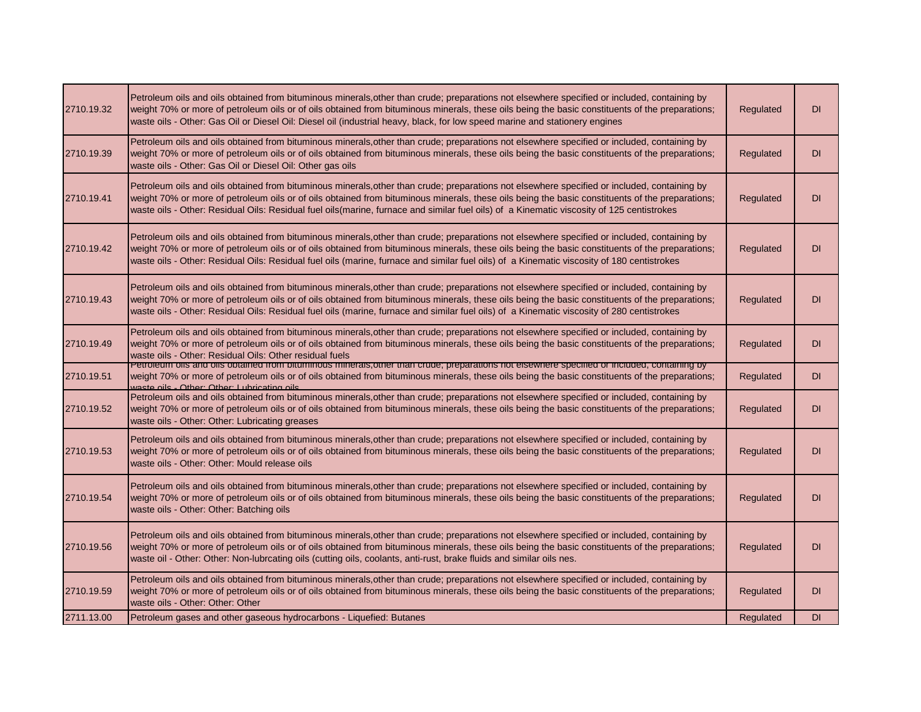| | | | |
|---|---|---|---|
| 2710.19.32 | Petroleum oils and oils obtained from bituminous minerals,other than crude; preparations not elsewhere specified or included, containing by weight 70% or more of petroleum oils or of oils obtained from bituminous minerals, these oils being the basic constituents of the preparations; waste oils - Other: Gas Oil or Diesel Oil: Diesel oil (industrial heavy, black, for low speed marine and stationery engines | Regulated | DI |
| 2710.19.39 | Petroleum oils and oils obtained from bituminous minerals,other than crude; preparations not elsewhere specified or included, containing by weight 70% or more of petroleum oils or of oils obtained from bituminous minerals, these oils being the basic constituents of the preparations; waste oils - Other: Gas Oil or Diesel Oil: Other gas oils | Regulated | DI |
| 2710.19.41 | Petroleum oils and oils obtained from bituminous minerals,other than crude; preparations not elsewhere specified or included, containing by weight 70% or more of petroleum oils or of oils obtained from bituminous minerals, these oils being the basic constituents of the preparations; waste oils - Other: Residual Oils: Residual fuel oils(marine, furnace and similar fuel oils) of a Kinematic viscosity of 125 centistrokes | Regulated | DI |
| 2710.19.42 | Petroleum oils and oils obtained from bituminous minerals,other than crude; preparations not elsewhere specified or included, containing by weight 70% or more of petroleum oils or of oils obtained from bituminous minerals, these oils being the basic constituents of the preparations; waste oils - Other: Residual Oils: Residual fuel oils (marine, furnace and similar fuel oils) of a Kinematic viscosity of 180 centistrokes | Regulated | DI |
| 2710.19.43 | Petroleum oils and oils obtained from bituminous minerals,other than crude; preparations not elsewhere specified or included, containing by weight 70% or more of petroleum oils or of oils obtained from bituminous minerals, these oils being the basic constituents of the preparations; waste oils - Other: Residual Oils: Residual fuel oils (marine, furnace and similar fuel oils) of a Kinematic viscosity of 280 centistrokes | Regulated | DI |
| 2710.19.49 | Petroleum oils and oils obtained from bituminous minerals,other than crude; preparations not elsewhere specified or included, containing by weight 70% or more of petroleum oils or of oils obtained from bituminous minerals, these oils being the basic constituents of the preparations; waste oils - Other: Residual Oils: Other residual fuels | Regulated | DI |
| 2710.19.51 | Petroleum oils and oils obtained from bituminous minerals,other than crude; preparations not elsewhere specified or included, containing by weight 70% or more of petroleum oils or of oils obtained from bituminous minerals, these oils being the basic constituents of the preparations; waste oils - Other: Other: Lubricating oils | Regulated | DI |
| 2710.19.52 | Petroleum oils and oils obtained from bituminous minerals,other than crude; preparations not elsewhere specified or included, containing by weight 70% or more of petroleum oils or of oils obtained from bituminous minerals, these oils being the basic constituents of the preparations; waste oils - Other: Other: Lubricating greases | Regulated | DI |
| 2710.19.53 | Petroleum oils and oils obtained from bituminous minerals,other than crude; preparations not elsewhere specified or included, containing by weight 70% or more of petroleum oils or of oils obtained from bituminous minerals, these oils being the basic constituents of the preparations; waste oils - Other: Other: Mould release oils | Regulated | DI |
| 2710.19.54 | Petroleum oils and oils obtained from bituminous minerals,other than crude; preparations not elsewhere specified or included, containing by weight 70% or more of petroleum oils or of oils obtained from bituminous minerals, these oils being the basic constituents of the preparations; waste oils - Other: Other: Batching oils | Regulated | DI |
| 2710.19.56 | Petroleum oils and oils obtained from bituminous minerals,other than crude; preparations not elsewhere specified or included, containing by weight 70% or more of petroleum oils or of oils obtained from bituminous minerals, these oils being the basic constituents of the preparations; waste oil - Other: Other: Non-lubrcating oils (cutting oils, coolants, anti-rust, brake fluids and similar oils nes. | Regulated | DI |
| 2710.19.59 | Petroleum oils and oils obtained from bituminous minerals,other than crude; preparations not elsewhere specified or included, containing by weight 70% or more of petroleum oils or of oils obtained from bituminous minerals, these oils being the basic constituents of the preparations; waste oils - Other: Other: Other | Regulated | DI |
| 2711.13.00 | Petroleum gases and other gaseous hydrocarbons - Liquefied: Butanes | Regulated | DI |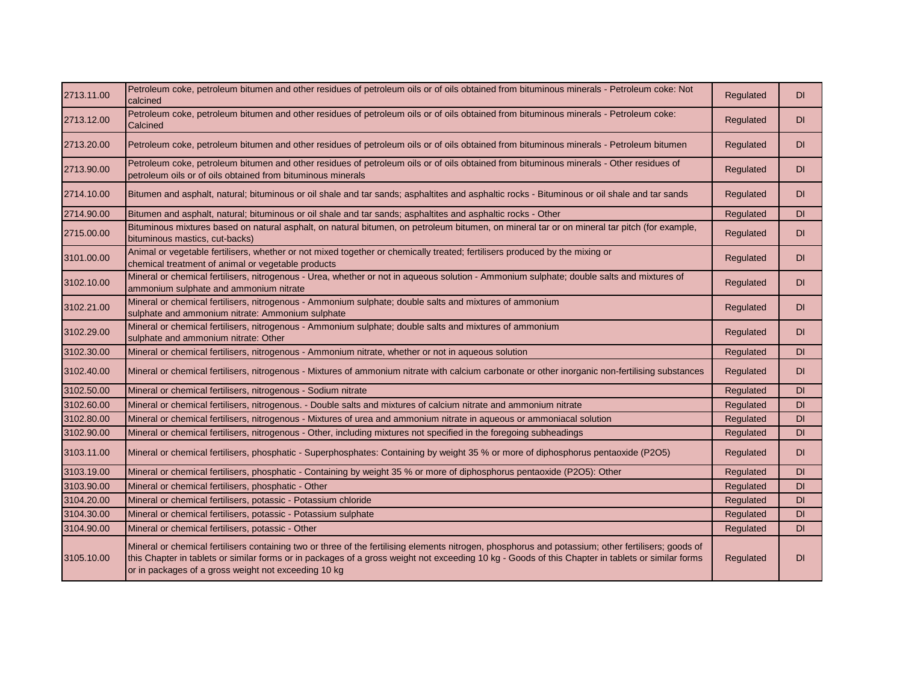| | | | |
|---|---|---|---|
| 2713.11.00 | Petroleum coke, petroleum bitumen and other residues of petroleum oils or of oils obtained from bituminous minerals - Petroleum coke: Not calcined | Regulated | DI |
| 2713.12.00 | Petroleum coke, petroleum bitumen and other residues of petroleum oils or of oils obtained from bituminous minerals - Petroleum coke: Calcined | Regulated | DI |
| 2713.20.00 | Petroleum coke, petroleum bitumen and other residues of petroleum oils or of oils obtained from bituminous minerals - Petroleum bitumen | Regulated | DI |
| 2713.90.00 | Petroleum coke, petroleum bitumen and other residues of petroleum oils or of oils obtained from bituminous minerals - Other residues of petroleum oils or of oils obtained from bituminous minerals | Regulated | DI |
| 2714.10.00 | Bitumen and asphalt, natural; bituminous or oil shale and tar sands; asphaltites and asphaltic rocks - Bituminous or oil shale and tar sands | Regulated | DI |
| 2714.90.00 | Bitumen and asphalt, natural; bituminous or oil shale and tar sands; asphaltites and asphaltic rocks - Other | Regulated | DI |
| 2715.00.00 | Bituminous mixtures based on natural asphalt, on natural bitumen, on petroleum bitumen, on mineral tar or on mineral tar pitch (for example, bituminous mastics, cut-backs) | Regulated | DI |
| 3101.00.00 | Animal or vegetable fertilisers, whether or not mixed together or chemically treated; fertilisers produced by the mixing or chemical treatment of animal or vegetable products | Regulated | DI |
| 3102.10.00 | Mineral or chemical fertilisers, nitrogenous - Urea, whether or not in aqueous solution - Ammonium sulphate; double salts and mixtures of ammonium sulphate and ammonium nitrate | Regulated | DI |
| 3102.21.00 | Mineral or chemical fertilisers, nitrogenous - Ammonium sulphate; double salts and mixtures of ammonium sulphate and ammonium nitrate: Ammonium sulphate | Regulated | DI |
| 3102.29.00 | Mineral or chemical fertilisers, nitrogenous - Ammonium sulphate; double salts and mixtures of ammonium sulphate and ammonium nitrate: Other | Regulated | DI |
| 3102.30.00 | Mineral or chemical fertilisers, nitrogenous - Ammonium nitrate, whether or not in aqueous solution | Regulated | DI |
| 3102.40.00 | Mineral or chemical fertilisers, nitrogenous - Mixtures of ammonium nitrate with calcium carbonate or other inorganic non-fertilising substances | Regulated | DI |
| 3102.50.00 | Mineral or chemical fertilisers, nitrogenous - Sodium nitrate | Regulated | DI |
| 3102.60.00 | Mineral or chemical fertilisers, nitrogenous. - Double salts and mixtures of calcium nitrate and ammonium nitrate | Regulated | DI |
| 3102.80.00 | Mineral or chemical fertilisers, nitrogenous - Mixtures of urea and ammonium nitrate in aqueous or ammoniacal solution | Regulated | DI |
| 3102.90.00 | Mineral or chemical fertilisers, nitrogenous - Other, including mixtures not specified in the foregoing subheadings | Regulated | DI |
| 3103.11.00 | Mineral or chemical fertilisers, phosphatic - Superphosphates: Containing by weight 35 % or more of diphosphorus pentaoxide ($P_2O_5$) | Regulated | DI |
| 3103.19.00 | Mineral or chemical fertilisers, phosphatic - Containing by weight 35 % or more of diphosphorus pentaoxide ($P_2O_5$): Other | Regulated | DI |
| 3103.90.00 | Mineral or chemical fertilisers, phosphatic - Other | Regulated | DI |
| 3104.20.00 | Mineral or chemical fertilisers, potassic - Potassium chloride | Regulated | DI |
| 3104.30.00 | Mineral or chemical fertilisers, potassic - Potassium sulphate | Regulated | DI |
| 3104.90.00 | Mineral or chemical fertilisers, potassic - Other | Regulated | DI |
| 3105.10.00 | Mineral or chemical fertilisers containing two or three of the fertilising elements nitrogen, phosphorus and potassium; other fertilisers; goods of this Chapter in tablets or similar forms or in packages of a gross weight not exceeding 10 kg - Goods of this Chapter in tablets or similar forms or in packages of a gross weight not exceeding 10 kg | Regulated | DI |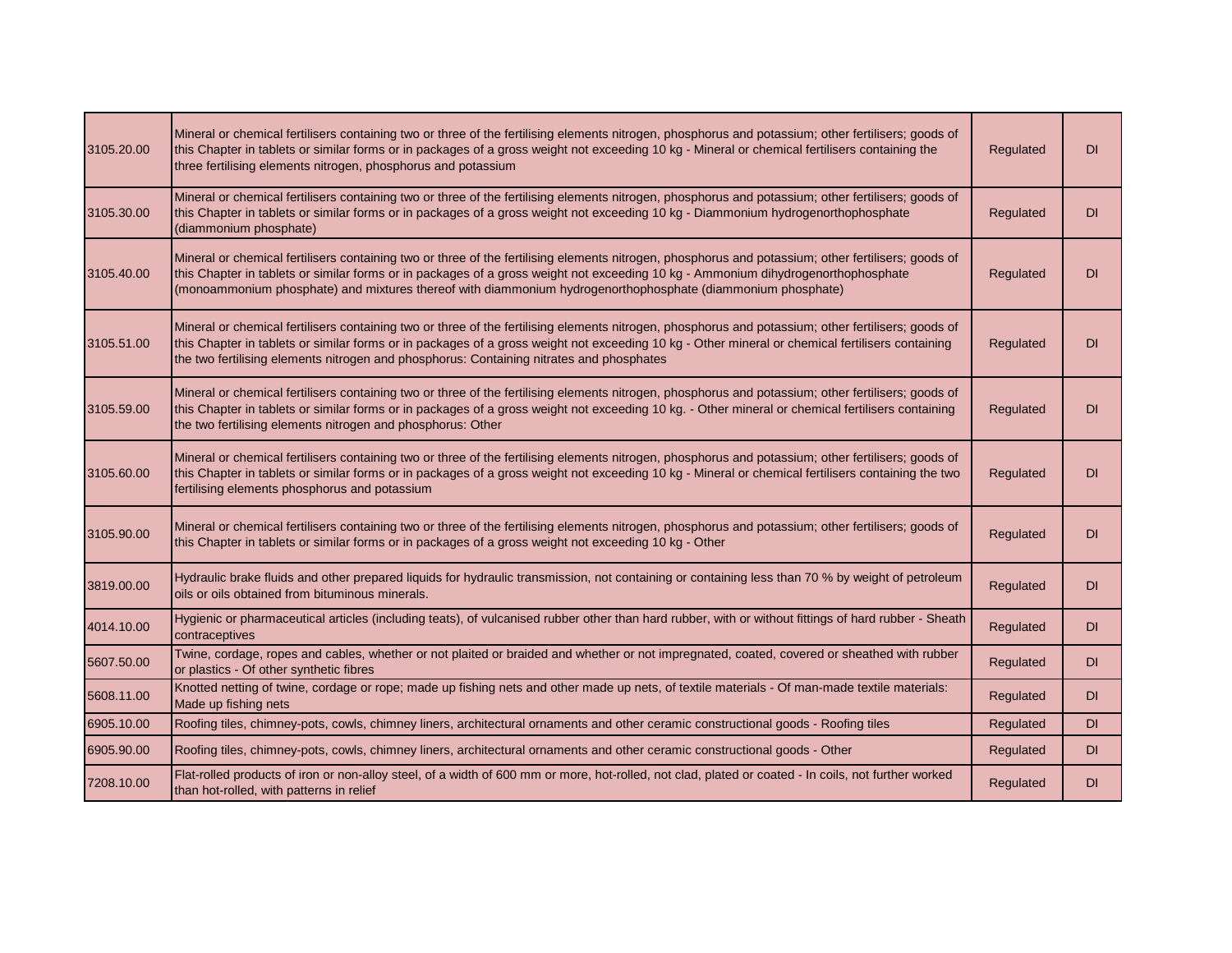| | | | |
|---|---|---|---|
| 3105.20.00 | Mineral or chemical fertilisers containing two or three of the fertilising elements nitrogen, phosphorus and potassium; other fertilisers; goods of this Chapter in tablets or similar forms or in packages of a gross weight not exceeding 10 kg - Mineral or chemical fertilisers containing the three fertilising elements nitrogen, phosphorus and potassium | Regulated | DI |
| 3105.30.00 | Mineral or chemical fertilisers containing two or three of the fertilising elements nitrogen, phosphorus and potassium; other fertilisers; goods of this Chapter in tablets or similar forms or in packages of a gross weight not exceeding 10 kg - Diammonium hydrogenorthophosphate (diammonium phosphate) | Regulated | DI |
| 3105.40.00 | Mineral or chemical fertilisers containing two or three of the fertilising elements nitrogen, phosphorus and potassium; other fertilisers; goods of this Chapter in tablets or similar forms or in packages of a gross weight not exceeding 10 kg - Ammonium dihydrogenorthophosphate (monoammonium phosphate) and mixtures thereof with diammonium hydrogenorthophosphate (diammonium phosphate) | Regulated | DI |
| 3105.51.00 | Mineral or chemical fertilisers containing two or three of the fertilising elements nitrogen, phosphorus and potassium; other fertilisers; goods of this Chapter in tablets or similar forms or in packages of a gross weight not exceeding 10 kg - Other mineral or chemical fertilisers containing the two fertilising elements nitrogen and phosphorus: Containing nitrates and phosphates | Regulated | DI |
| 3105.59.00 | Mineral or chemical fertilisers containing two or three of the fertilising elements nitrogen, phosphorus and potassium; other fertilisers; goods of this Chapter in tablets or similar forms or in packages of a gross weight not exceeding 10 kg. - Other mineral or chemical fertilisers containing the two fertilising elements nitrogen and phosphorus: Other | Regulated | DI |
| 3105.60.00 | Mineral or chemical fertilisers containing two or three of the fertilising elements nitrogen, phosphorus and potassium; other fertilisers; goods of this Chapter in tablets or similar forms or in packages of a gross weight not exceeding 10 kg - Mineral or chemical fertilisers containing the two fertilising elements phosphorus and potassium | Regulated | DI |
| 3105.90.00 | Mineral or chemical fertilisers containing two or three of the fertilising elements nitrogen, phosphorus and potassium; other fertilisers; goods of this Chapter in tablets or similar forms or in packages of a gross weight not exceeding 10 kg - Other | Regulated | DI |
| 3819.00.00 | Hydraulic brake fluids and other prepared liquids for hydraulic transmission, not containing or containing less than 70 % by weight of petroleum oils or oils obtained from bituminous minerals. | Regulated | DI |
| 4014.10.00 | Hygienic or pharmaceutical articles (including teats), of vulcanised rubber other than hard rubber, with or without fittings of hard rubber - Sheath contraceptives | Regulated | DI |
| 5607.50.00 | Twine, cordage, ropes and cables, whether or not plaited or braided and whether or not impregnated, coated, covered or sheathed with rubber or plastics - Of other synthetic fibres | Regulated | DI |
| 5608.11.00 | Knotted netting of twine, cordage or rope; made up fishing nets and other made up nets, of textile materials - Of man-made textile materials: Made up fishing nets | Regulated | DI |
| 6905.10.00 | Roofing tiles, chimney-pots, cowls, chimney liners, architectural ornaments and other ceramic constructional goods - Roofing tiles | Regulated | DI |
| 6905.90.00 | Roofing tiles, chimney-pots, cowls, chimney liners, architectural ornaments and other ceramic constructional goods - Other | Regulated | DI |
| 7208.10.00 | Flat-rolled products of iron or non-alloy steel, of a width of 600 mm or more, hot-rolled, not clad, plated or coated - In coils, not further worked than hot-rolled, with patterns in relief | Regulated | DI |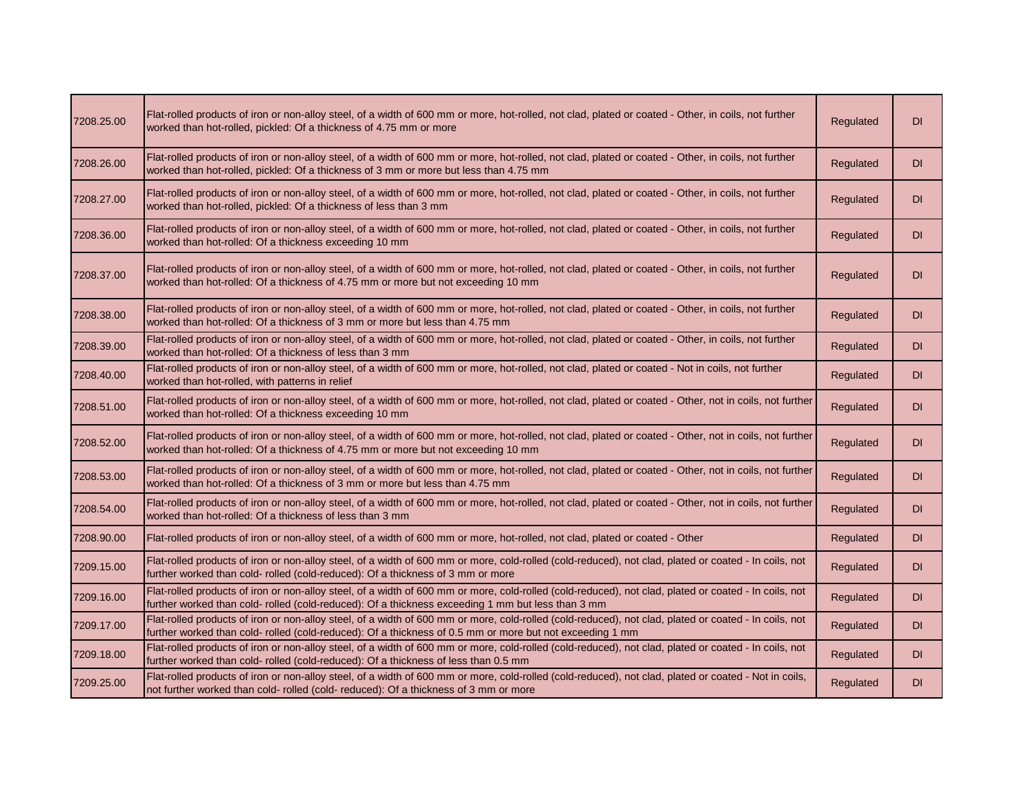| | | | |
|---|---|---|---|
| 7208.25.00 | Flat-rolled products of iron or non-alloy steel, of a width of 600 mm or more, hot-rolled, not clad, plated or coated - Other, in coils, not further worked than hot-rolled, pickled: Of a thickness of 4.75 mm or more | Regulated | DI |
| 7208.26.00 | Flat-rolled products of iron or non-alloy steel, of a width of 600 mm or more, hot-rolled, not clad, plated or coated - Other, in coils, not further worked than hot-rolled, pickled: Of a thickness of 3 mm or more but less than 4.75 mm | Regulated | DI |
| 7208.27.00 | Flat-rolled products of iron or non-alloy steel, of a width of 600 mm or more, hot-rolled, not clad, plated or coated - Other, in coils, not further worked than hot-rolled, pickled: Of a thickness of less than 3 mm | Regulated | DI |
| 7208.36.00 | Flat-rolled products of iron or non-alloy steel, of a width of 600 mm or more, hot-rolled, not clad, plated or coated - Other, in coils, not further worked than hot-rolled: Of a thickness exceeding 10 mm | Regulated | DI |
| 7208.37.00 | Flat-rolled products of iron or non-alloy steel, of a width of 600 mm or more, hot-rolled, not clad, plated or coated - Other, in coils, not further worked than hot-rolled: Of a thickness of 4.75 mm or more but not exceeding 10 mm | Regulated | DI |
| 7208.38.00 | Flat-rolled products of iron or non-alloy steel, of a width of 600 mm or more, hot-rolled, not clad, plated or coated - Other, in coils, not further worked than hot-rolled: Of a thickness of 3 mm or more but less than 4.75 mm | Regulated | DI |
| 7208.39.00 | Flat-rolled products of iron or non-alloy steel, of a width of 600 mm or more, hot-rolled, not clad, plated or coated - Other, in coils, not further worked than hot-rolled: Of a thickness of less than 3 mm | Regulated | DI |
| 7208.40.00 | Flat-rolled products of iron or non-alloy steel, of a width of 600 mm or more, hot-rolled, not clad, plated or coated - Not in coils, not further worked than hot-rolled, with patterns in relief | Regulated | DI |
| 7208.51.00 | Flat-rolled products of iron or non-alloy steel, of a width of 600 mm or more, hot-rolled, not clad, plated or coated - Other, not in coils, not further worked than hot-rolled: Of a thickness exceeding 10 mm | Regulated | DI |
| 7208.52.00 | Flat-rolled products of iron or non-alloy steel, of a width of 600 mm or more, hot-rolled, not clad, plated or coated - Other, not in coils, not further worked than hot-rolled: Of a thickness of 4.75 mm or more but not exceeding 10 mm | Regulated | DI |
| 7208.53.00 | Flat-rolled products of iron or non-alloy steel, of a width of 600 mm or more, hot-rolled, not clad, plated or coated - Other, not in coils, not further worked than hot-rolled: Of a thickness of 3 mm or more but less than 4.75 mm | Regulated | DI |
| 7208.54.00 | Flat-rolled products of iron or non-alloy steel, of a width of 600 mm or more, hot-rolled, not clad, plated or coated - Other, not in coils, not further worked than hot-rolled: Of a thickness of less than 3 mm | Regulated | DI |
| 7208.90.00 | Flat-rolled products of iron or non-alloy steel, of a width of 600 mm or more, hot-rolled, not clad, plated or coated - Other | Regulated | DI |
| 7209.15.00 | Flat-rolled products of iron or non-alloy steel, of a width of 600 mm or more, cold-rolled (cold-reduced), not clad, plated or coated - In coils, not further worked than cold- rolled (cold-reduced): Of a thickness of 3 mm or more | Regulated | DI |
| 7209.16.00 | Flat-rolled products of iron or non-alloy steel, of a width of 600 mm or more, cold-rolled (cold-reduced), not clad, plated or coated - In coils, not further worked than cold- rolled (cold-reduced): Of a thickness exceeding 1 mm but less than 3 mm | Regulated | DI |
| 7209.17.00 | Flat-rolled products of iron or non-alloy steel, of a width of 600 mm or more, cold-rolled (cold-reduced), not clad, plated or coated - In coils, not further worked than cold- rolled (cold-reduced): Of a thickness of 0.5 mm or more but not exceeding 1 mm | Regulated | DI |
| 7209.18.00 | Flat-rolled products of iron or non-alloy steel, of a width of 600 mm or more, cold-rolled (cold-reduced), not clad, plated or coated - In coils, not further worked than cold- rolled (cold-reduced): Of a thickness of less than 0.5 mm | Regulated | DI |
| 7209.25.00 | Flat-rolled products of iron or non-alloy steel, of a width of 600 mm or more, cold-rolled (cold-reduced), not clad, plated or coated - Not in coils, not further worked than cold- rolled (cold- reduced): Of a thickness of 3 mm or more | Regulated | DI |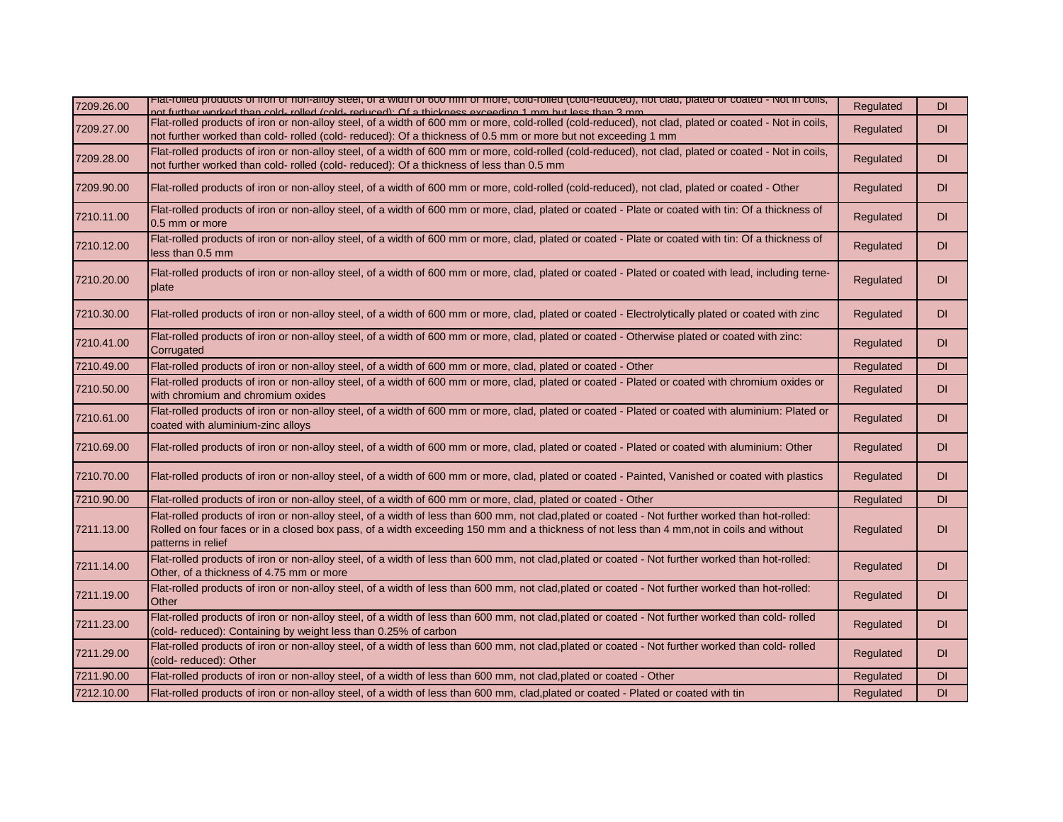| | | | |
|---|---|---|---|
| 7209.26.00 | Flat-rolled products of iron or non-alloy steel, of a width of 600 mm or more, cold-rolled (cold-reduced), not clad, plated or coated - Not in coils, not further worked than cold- rolled (cold- reduced): Of a thickness exceeding 1 mm but less than 3 mm | Regulated | DI |
| 7209.27.00 | Flat-rolled products of iron or non-alloy steel, of a width of 600 mm or more, cold-rolled (cold-reduced), not clad, plated or coated - Not in coils, not further worked than cold- rolled (cold- reduced): Of a thickness of 0.5 mm or more but not exceeding 1 mm | Regulated | DI |
| 7209.28.00 | Flat-rolled products of iron or non-alloy steel, of a width of 600 mm or more, cold-rolled (cold-reduced), not clad, plated or coated - Not in coils, not further worked than cold- rolled (cold- reduced): Of a thickness of less than 0.5 mm | Regulated | DI |
| 7209.90.00 | Flat-rolled products of iron or non-alloy steel, of a width of 600 mm or more, cold-rolled (cold-reduced), not clad, plated or coated - Other | Regulated | DI |
| 7210.11.00 | Flat-rolled products of iron or non-alloy steel, of a width of 600 mm or more, clad, plated or coated - Plate or coated with tin: Of a thickness of 0.5 mm or more | Regulated | DI |
| 7210.12.00 | Flat-rolled products of iron or non-alloy steel, of a width of 600 mm or more, clad, plated or coated - Plate or coated with tin: Of a thickness of less than 0.5 mm | Regulated | DI |
| 7210.20.00 | Flat-rolled products of iron or non-alloy steel, of a width of 600 mm or more, clad, plated or coated - Plated or coated with lead, including terne-plate | Regulated | DI |
| 7210.30.00 | Flat-rolled products of iron or non-alloy steel, of a width of 600 mm or more, clad, plated or coated - Electrolytically plated or coated with zinc | Regulated | DI |
| 7210.41.00 | Flat-rolled products of iron or non-alloy steel, of a width of 600 mm or more, clad, plated or coated - Otherwise plated or coated with zinc: Corrugated | Regulated | DI |
| 7210.49.00 | Flat-rolled products of iron or non-alloy steel, of a width of 600 mm or more, clad, plated or coated - Other | Regulated | DI |
| 7210.50.00 | Flat-rolled products of iron or non-alloy steel, of a width of 600 mm or more, clad, plated or coated - Plated or coated with chromium oxides or with chromium and chromium oxides | Regulated | DI |
| 7210.61.00 | Flat-rolled products of iron or non-alloy steel, of a width of 600 mm or more, clad, plated or coated - Plated or coated with aluminium: Plated or coated with aluminium-zinc alloys | Regulated | DI |
| 7210.69.00 | Flat-rolled products of iron or non-alloy steel, of a width of 600 mm or more, clad, plated or coated - Plated or coated with aluminium: Other | Regulated | DI |
| 7210.70.00 | Flat-rolled products of iron or non-alloy steel, of a width of 600 mm or more, clad, plated or coated - Painted, Vanished or coated with plastics | Regulated | DI |
| 7210.90.00 | Flat-rolled products of iron or non-alloy steel, of a width of 600 mm or more, clad, plated or coated - Other | Regulated | DI |
| 7211.13.00 | Flat-rolled products of iron or non-alloy steel, of a width of less than 600 mm, not clad,plated or coated - Not further worked than hot-rolled: Rolled on four faces or in a closed box pass, of a width exceeding 150 mm and a thickness of not less than 4 mm,not in coils and without patterns in relief | Regulated | DI |
| 7211.14.00 | Flat-rolled products of iron or non-alloy steel, of a width of less than 600 mm, not clad,plated or coated - Not further worked than hot-rolled: Other, of a thickness of 4.75 mm or more | Regulated | DI |
| 7211.19.00 | Flat-rolled products of iron or non-alloy steel, of a width of less than 600 mm, not clad,plated or coated - Not further worked than hot-rolled: Other | Regulated | DI |
| 7211.23.00 | Flat-rolled products of iron or non-alloy steel, of a width of less than 600 mm, not clad,plated or coated - Not further worked than cold- rolled (cold- reduced): Containing by weight less than 0.25% of carbon | Regulated | DI |
| 7211.29.00 | Flat-rolled products of iron or non-alloy steel, of a width of less than 600 mm, not clad,plated or coated - Not further worked than cold- rolled (cold- reduced): Other | Regulated | DI |
| 7211.90.00 | Flat-rolled products of iron or non-alloy steel, of a width of less than 600 mm, not clad,plated or coated - Other | Regulated | DI |
| 7212.10.00 | Flat-rolled products of iron or non-alloy steel, of a width of less than 600 mm, clad,plated or coated - Plated or coated with tin | Regulated | DI |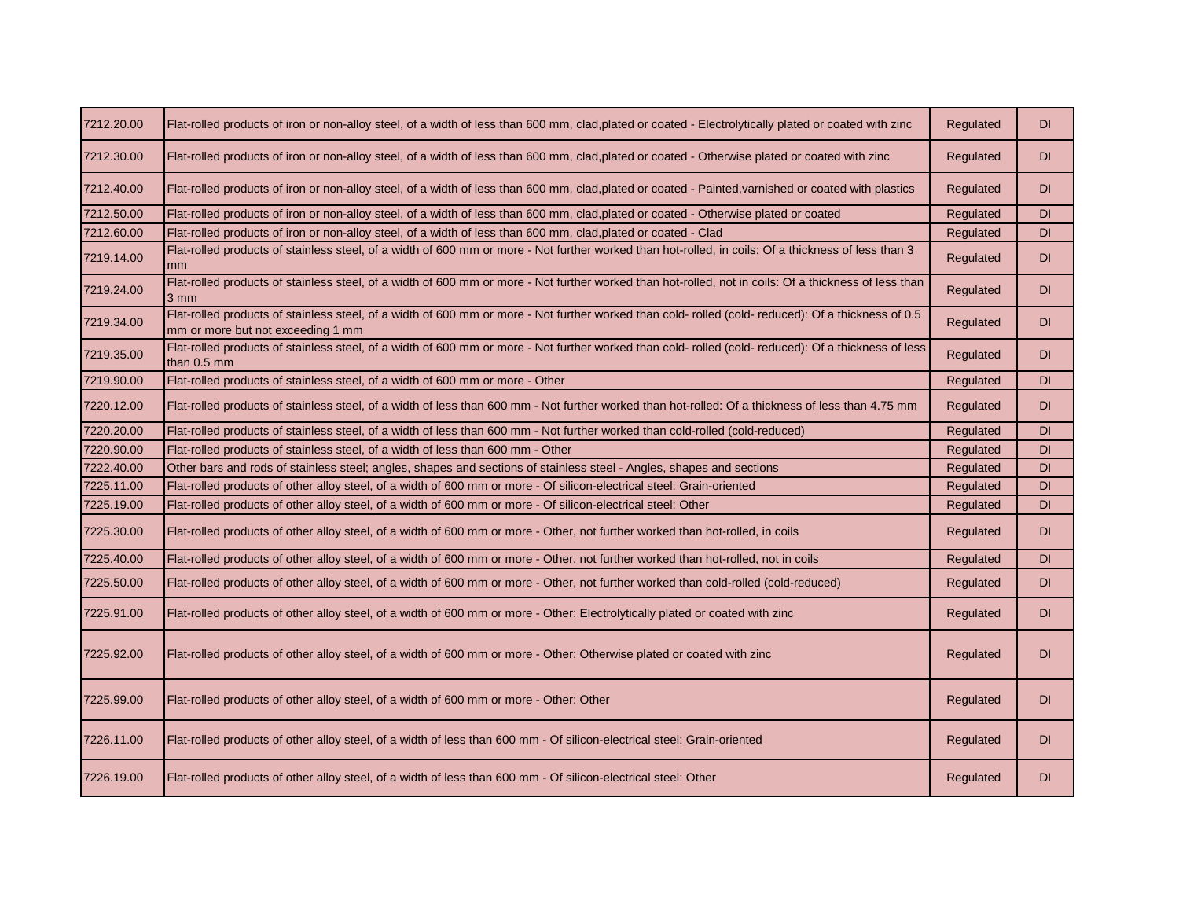| | | | |
|---|---|---|---|
| 7212.20.00 | Flat-rolled products of iron or non-alloy steel, of a width of less than 600 mm, clad,plated or coated - Electrolytically plated or coated with zinc | Regulated | DI |
| 7212.30.00 | Flat-rolled products of iron or non-alloy steel, of a width of less than 600 mm, clad,plated or coated - Otherwise plated or coated with zinc | Regulated | DI |
| 7212.40.00 | Flat-rolled products of iron or non-alloy steel, of a width of less than 600 mm, clad,plated or coated - Painted,varnished or coated with plastics | Regulated | DI |
| 7212.50.00 | Flat-rolled products of iron or non-alloy steel, of a width of less than 600 mm, clad,plated or coated - Otherwise plated or coated | Regulated | DI |
| 7212.60.00 | Flat-rolled products of iron or non-alloy steel, of a width of less than 600 mm, clad,plated or coated - Clad | Regulated | DI |
| 7219.14.00 | Flat-rolled products of stainless steel, of a width of 600 mm or more - Not further worked than hot-rolled, in coils: Of a thickness of less than 3 mm | Regulated | DI |
| 7219.24.00 | Flat-rolled products of stainless steel, of a width of 600 mm or more - Not further worked than hot-rolled, not in coils: Of a thickness of less than 3 mm | Regulated | DI |
| 7219.34.00 | Flat-rolled products of stainless steel, of a width of 600 mm or more - Not further worked than cold- rolled (cold- reduced): Of a thickness of 0.5 mm or more but not exceeding 1 mm | Regulated | DI |
| 7219.35.00 | Flat-rolled products of stainless steel, of a width of 600 mm or more - Not further worked than cold- rolled (cold- reduced): Of a thickness of less than 0.5 mm | Regulated | DI |
| 7219.90.00 | Flat-rolled products of stainless steel, of a width of 600 mm or more - Other | Regulated | DI |
| 7220.12.00 | Flat-rolled products of stainless steel, of a width of less than 600 mm - Not further worked than hot-rolled: Of a thickness of less than 4.75 mm | Regulated | DI |
| 7220.20.00 | Flat-rolled products of stainless steel, of a width of less than 600 mm - Not further worked than cold-rolled (cold-reduced) | Regulated | DI |
| 7220.90.00 | Flat-rolled products of stainless steel, of a width of less than 600 mm - Other | Regulated | DI |
| 7222.40.00 | Other bars and rods of stainless steel; angles, shapes and sections of stainless steel - Angles, shapes and sections | Regulated | DI |
| 7225.11.00 | Flat-rolled products of other alloy steel, of a width of 600 mm or more - Of silicon-electrical steel: Grain-oriented | Regulated | DI |
| 7225.19.00 | Flat-rolled products of other alloy steel, of a width of 600 mm or more - Of silicon-electrical steel: Other | Regulated | DI |
| 7225.30.00 | Flat-rolled products of other alloy steel, of a width of 600 mm or more - Other, not further worked than hot-rolled, in coils | Regulated | DI |
| 7225.40.00 | Flat-rolled products of other alloy steel, of a width of 600 mm or more - Other, not further worked than hot-rolled, not in coils | Regulated | DI |
| 7225.50.00 | Flat-rolled products of other alloy steel, of a width of 600 mm or more - Other, not further worked than cold-rolled (cold-reduced) | Regulated | DI |
| 7225.91.00 | Flat-rolled products of other alloy steel, of a width of 600 mm or more - Other: Electrolytically plated or coated with zinc | Regulated | DI |
| 7225.92.00 | Flat-rolled products of other alloy steel, of a width of 600 mm or more - Other: Otherwise plated or coated with zinc | Regulated | DI |
| 7225.99.00 | Flat-rolled products of other alloy steel, of a width of 600 mm or more - Other: Other | Regulated | DI |
| 7226.11.00 | Flat-rolled products of other alloy steel, of a width of less than 600 mm - Of silicon-electrical steel: Grain-oriented | Regulated | DI |
| 7226.19.00 | Flat-rolled products of other alloy steel, of a width of less than 600 mm - Of silicon-electrical steel: Other | Regulated | DI |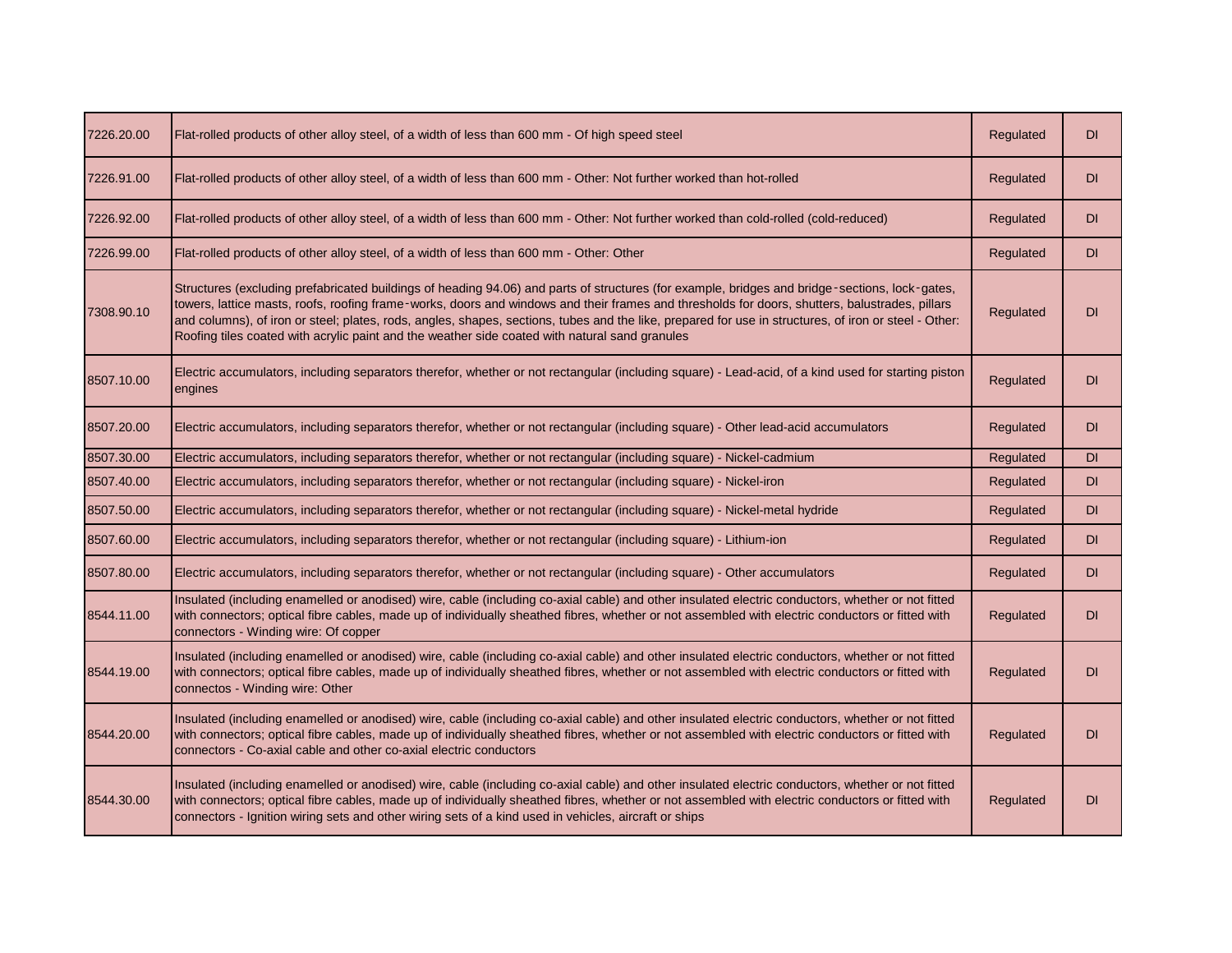| | | | |
|---|---|---|---|
| 7226.20.00 | Flat-rolled products of other alloy steel, of a width of less than 600 mm - Of high speed steel | Regulated | DI |
| 7226.91.00 | Flat-rolled products of other alloy steel, of a width of less than 600 mm - Other: Not further worked than hot-rolled | Regulated | DI |
| 7226.92.00 | Flat-rolled products of other alloy steel, of a width of less than 600 mm - Other: Not further worked than cold-rolled (cold-reduced) | Regulated | DI |
| 7226.99.00 | Flat-rolled products of other alloy steel, of a width of less than 600 mm - Other: Other | Regulated | DI |
| 7308.90.10 | Structures (excluding prefabricated buildings of heading 94.06) and parts of structures (for example, bridges and bridge-sections, lock-gates, towers, lattice masts, roofs, roofing frame-works, doors and windows and their frames and thresholds for doors, shutters, balustrades, pillars and columns), of iron or steel; plates, rods, angles, shapes, sections, tubes and the like, prepared for use in structures, of iron or steel - Other: Roofing tiles coated with acrylic paint and the weather side coated with natural sand granules | Regulated | DI |
| 8507.10.00 | Electric accumulators, including separators therefor, whether or not rectangular (including square) - Lead-acid, of a kind used for starting piston engines | Regulated | DI |
| 8507.20.00 | Electric accumulators, including separators therefor, whether or not rectangular (including square) - Other lead-acid accumulators | Regulated | DI |
| 8507.30.00 | Electric accumulators, including separators therefor, whether or not rectangular (including square) - Nickel-cadmium | Regulated | DI |
| 8507.40.00 | Electric accumulators, including separators therefor, whether or not rectangular (including square) - Nickel-iron | Regulated | DI |
| 8507.50.00 | Electric accumulators, including separators therefor, whether or not rectangular (including square) - Nickel-metal hydride | Regulated | DI |
| 8507.60.00 | Electric accumulators, including separators therefor, whether or not rectangular (including square) - Lithium-ion | Regulated | DI |
| 8507.80.00 | Electric accumulators, including separators therefor, whether or not rectangular (including square) - Other accumulators | Regulated | DI |
| 8544.11.00 | Insulated (including enamelled or anodised) wire, cable (including co-axial cable) and other insulated electric conductors, whether or not fitted with connectors; optical fibre cables, made up of individually sheathed fibres, whether or not assembled with electric conductors or fitted with connectors - Winding wire: Of copper | Regulated | DI |
| 8544.19.00 | Insulated (including enamelled or anodised) wire, cable (including co-axial cable) and other insulated electric conductors, whether or not fitted with connectors; optical fibre cables, made up of individually sheathed fibres, whether or not assembled with electric conductors or fitted with connectos - Winding wire: Other | Regulated | DI |
| 8544.20.00 | Insulated (including enamelled or anodised) wire, cable (including co-axial cable) and other insulated electric conductors, whether or not fitted with connectors; optical fibre cables, made up of individually sheathed fibres, whether or not assembled with electric conductors or fitted with connectors - Co-axial cable and other co-axial electric conductors | Regulated | DI |
| 8544.30.00 | Insulated (including enamelled or anodised) wire, cable (including co-axial cable) and other insulated electric conductors, whether or not fitted with connectors; optical fibre cables, made up of individually sheathed fibres, whether or not assembled with electric conductors or fitted with connectors - Ignition wiring sets and other wiring sets of a kind used in vehicles, aircraft or ships | Regulated | DI |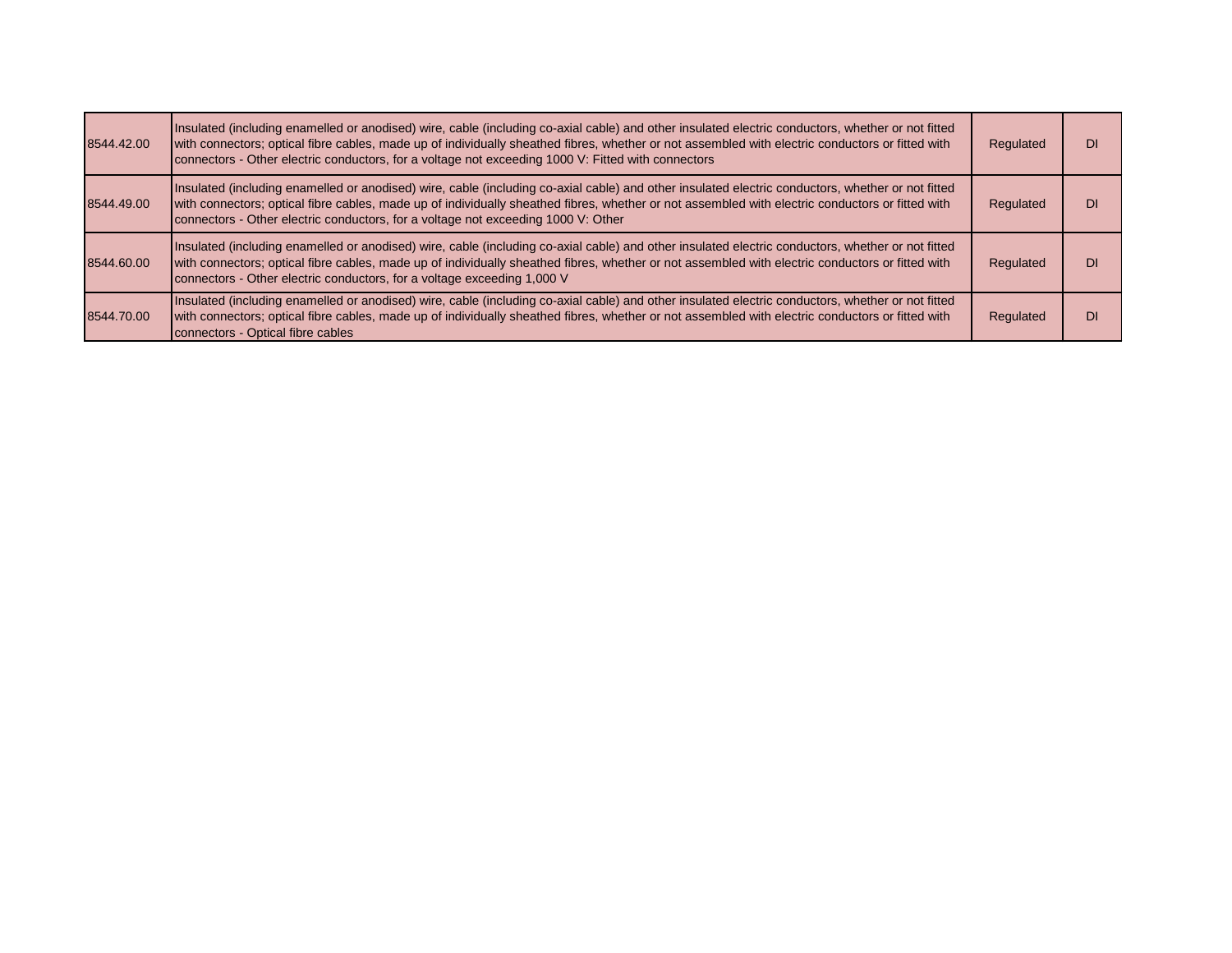| | | | |
|---|---|---|---|
| 8544.42.00 | Insulated (including enamelled or anodised) wire, cable (including co-axial cable) and other insulated electric conductors, whether or not fitted with connectors; optical fibre cables, made up of individually sheathed fibres, whether or not assembled with electric conductors or fitted with connectors - Other electric conductors, for a voltage not exceeding 1000 V: Fitted with connectors | Regulated | DI |
| 8544.49.00 | Insulated (including enamelled or anodised) wire, cable (including co-axial cable) and other insulated electric conductors, whether or not fitted with connectors; optical fibre cables, made up of individually sheathed fibres, whether or not assembled with electric conductors or fitted with connectors - Other electric conductors, for a voltage not exceeding 1000 V: Other | Regulated | DI |
| 8544.60.00 | Insulated (including enamelled or anodised) wire, cable (including co-axial cable) and other insulated electric conductors, whether or not fitted with connectors; optical fibre cables, made up of individually sheathed fibres, whether or not assembled with electric conductors or fitted with connectors - Other electric conductors, for a voltage exceeding 1,000 V | Regulated | DI |
| 8544.70.00 | Insulated (including enamelled or anodised) wire, cable (including co-axial cable) and other insulated electric conductors, whether or not fitted with connectors; optical fibre cables, made up of individually sheathed fibres, whether or not assembled with electric conductors or fitted with connectors - Optical fibre cables | Regulated | DI |